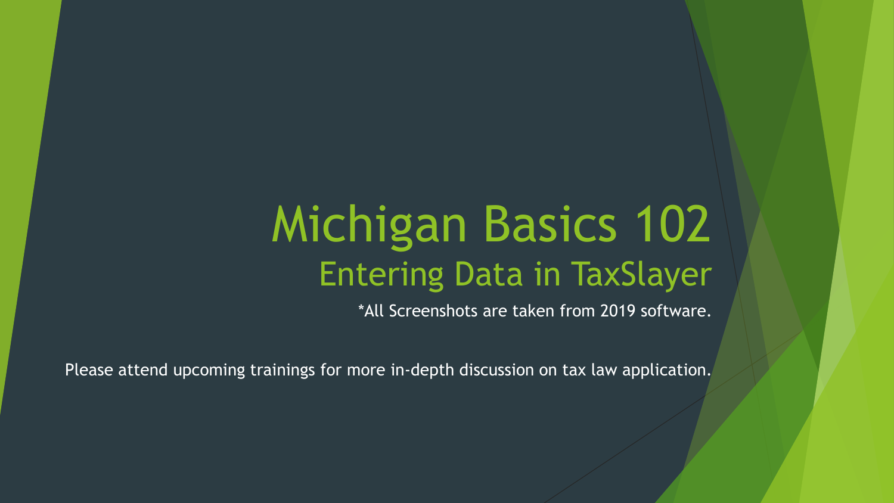# Michigan Basics 102

## Entering Data in TaxSlayer

*All Screenshots are taken from 2019 software.

Please attend upcoming trainings for more in-depth discussion on tax law application.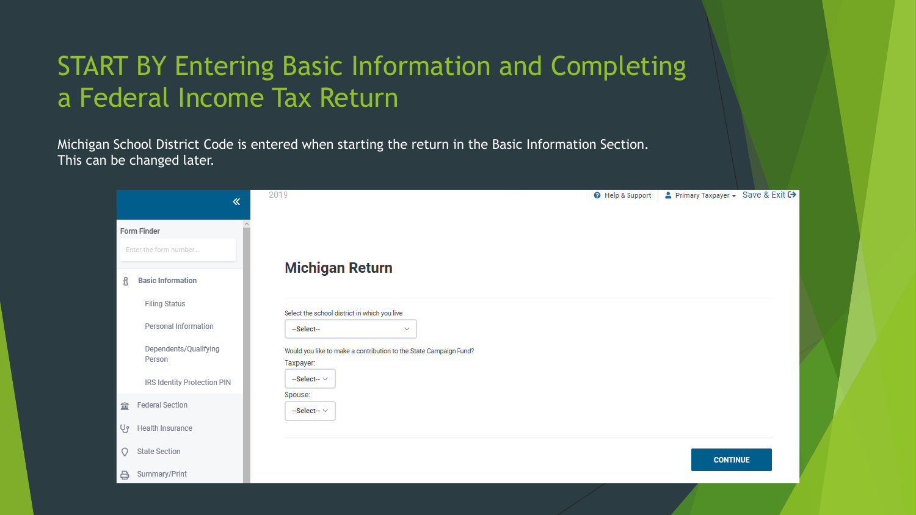# START BY Entering Basic Information and Completing a Federal Income Tax Return

Michigan School District Code is entered when starting the return in the Basic Information Section. This can be changed later.

2019

Help & Support | Primary Taxpayer | Save & Exit

**Form Finder**

Enter the form number...

- **Basic Information**
  - Filing Status
  - Personal Information
  - Dependents/Qualifying Person
  - IRS Identity Protection PIN
- Federal Section
- Health Insurance
- State Section
- Summary/Print

## Michigan Return

Select the school district in which you live

--Select--

Would you like to make a contribution to the State Campaign Fund?

Taxpayer:

--Select--

Spouse:

--Select--

CONTINUE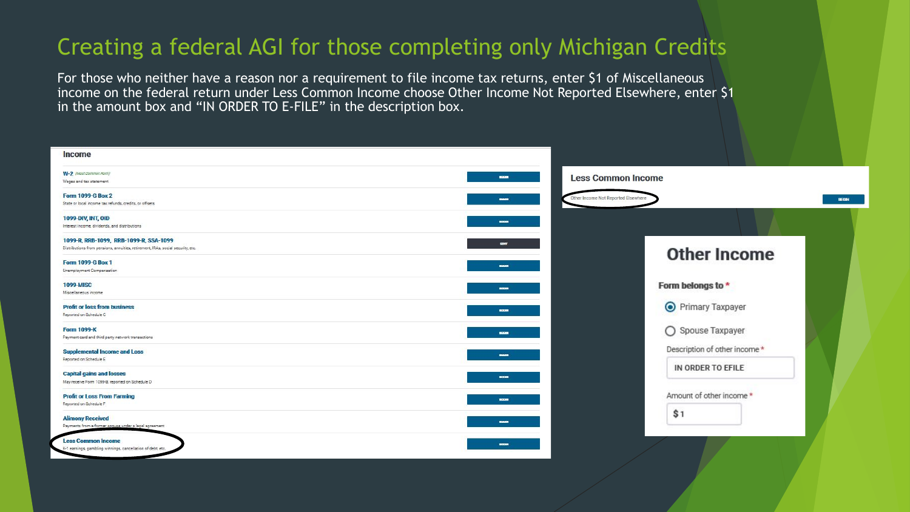# Creating a federal AGI for those completing only Michigan Credits

For those who neither have a reason nor a requirement to file income tax returns, enter $1 of Miscellaneous income on the federal return under Less Common Income choose Other Income Not Reported Elsewhere, enter $1 in the amount box and "IN ORDER TO E-FILE" in the description box.

**Income**

- **W-2** *(Most Common Form)* — Wages and tax statement
- **Form 1099-G Box 2** — State or local income tax refunds, credits, or offsets
- **1099-DIV, INT, OID** — Interest income, dividends, and distributions
- **1099-R, RRB-1099, RRB-1099-R, SSA-1099** — Distributions from pensions, annuities, retirement, IRAs, social security, etc.
- **Form 1099-G Box 1** — Unemployment Compensation
- **1099-MISC** — Miscellaneous income
- **Profit or loss from business** — Reported on Schedule C
- **Form 1099-K** — Payment card and third party network transactions
- **Supplemental Income and Loss** — Reported on Schedule E
- **Capital gains and losses** — May receive Form 1099-B reported on Schedule D
- **Profit or Loss From Farming** — Reported on Schedule F
- **Alimony Received** — Payments from a former spouse under a legal agreement
- **Less Common Income** — K-1 earnings, gambling winnings, cancellation of debt, etc.

**Less Common Income**

- Other Income Not Reported Elsewhere — BEGIN

**Other Income**

Form belongs to *

- (•) Primary Taxpayer
- ( ) Spouse Taxpayer

Description of other income *: IN ORDER TO EFILE

Amount of other income *: $ 1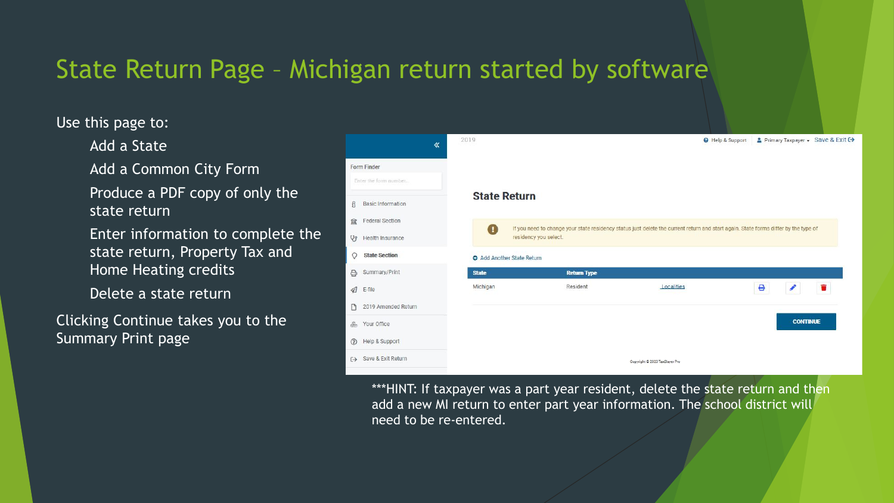# State Return Page – Michigan return started by software

Use this page to:

- Add a State
- Add a Common City Form
- Produce a PDF copy of only the state return
- Enter information to complete the state return, Property Tax and Home Heating credits
- Delete a state return

Clicking Continue takes you to the Summary Print page

2019

Help & Support | Primary Taxpayer | Save & Exit

Form Finder

Enter the form number...

- Basic Information
- Federal Section
- Health Insurance
- **State Section**
- Summary/Print
- E-file
- 2019 Amended Return
- Your Office
- Help & Support
- Save & Exit Return

## State Return

If you need to change your state residency status just delete the current return and start again. State forms differ by the type of residency you select.

Add Another State Return

| State | Return Type | | | | |
|---|---|---|---|---|---|
| Michigan | Resident | Localities | | | |

CONTINUE

Copyright © 2020 TaxSlayer Pro

***HINT: If taxpayer was a part year resident, delete the state return and then add a new MI return to enter part year information. The school district will need to be re-entered.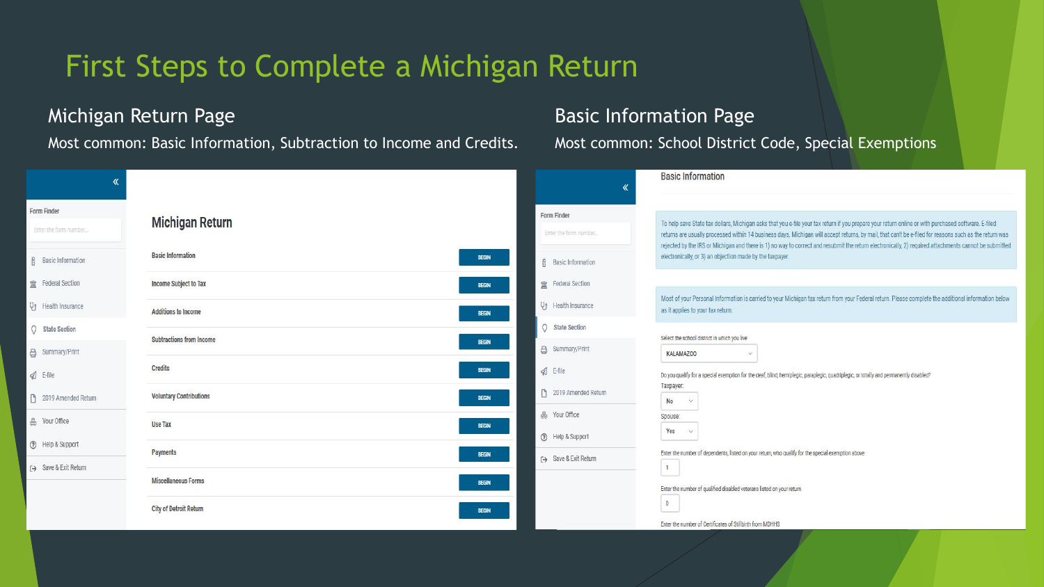# First Steps to Complete a Michigan Return

## Michigan Return Page

Most common: Basic Information, Subtraction to Income and Credits.

Form Finder

Enter the form number...

- Basic Information
- Federal Section
- Health Insurance
- State Section
- Summary/Print
- E-file
- 2019 Amended Return
- Your Office
- Help & Support
- Save & Exit Return

### Michigan Return

| | |
|---|---|
| Basic Information | BEGIN |
| Income Subject to Tax | BEGIN |
| Additions to Income | BEGIN |
| Subtractions from Income | BEGIN |
| Credits | BEGIN |
| Voluntary Contributions | BEGIN |
| Use Tax | BEGIN |
| Payments | BEGIN |
| Miscellaneous Forms | BEGIN |
| City of Detroit Return | BEGIN |

## Basic Information Page

Most common: School District Code, Special Exemptions

Form Finder

Enter the form number...

- Basic Information
- Federal Section
- Health Insurance
- State Section
- Summary/Print
- E-file
- 2019 Amended Return
- Your Office
- Help & Support
- Save & Exit Return

### Basic Information

To help save State tax dollars, Michigan asks that you e-file your tax return if you prepare your return online or with purchased software. E-filed returns are usually processed within 14 business days. Michigan will accept returns, by mail, that can't be e-filed for reasons such as the return was rejected by the IRS or Michigan and there is 1) no way to correct and resubmit the return electronically, 2) required attachments cannot be submitted electronically, or 3) an objection made by the taxpayer.

Most of your Personal Information is carried to your Michigan tax return from your Federal return. Please complete the additional information below as it applies to your tax return.

Select the school district in which you live

KALAMAZOO

Do you qualify for a special exemption for the deaf, blind, hemiplegic, paraplegic, quadriplegic, or totally and permanently disabled?

Taxpayer: No

Spouse: Yes

Enter the number of dependents, listed on your return, who qualify for the special exemption above

1

Enter the number of qualified disabled veterans listed on your return

0

Enter the number of Certificates of Stillbirth from MDHHS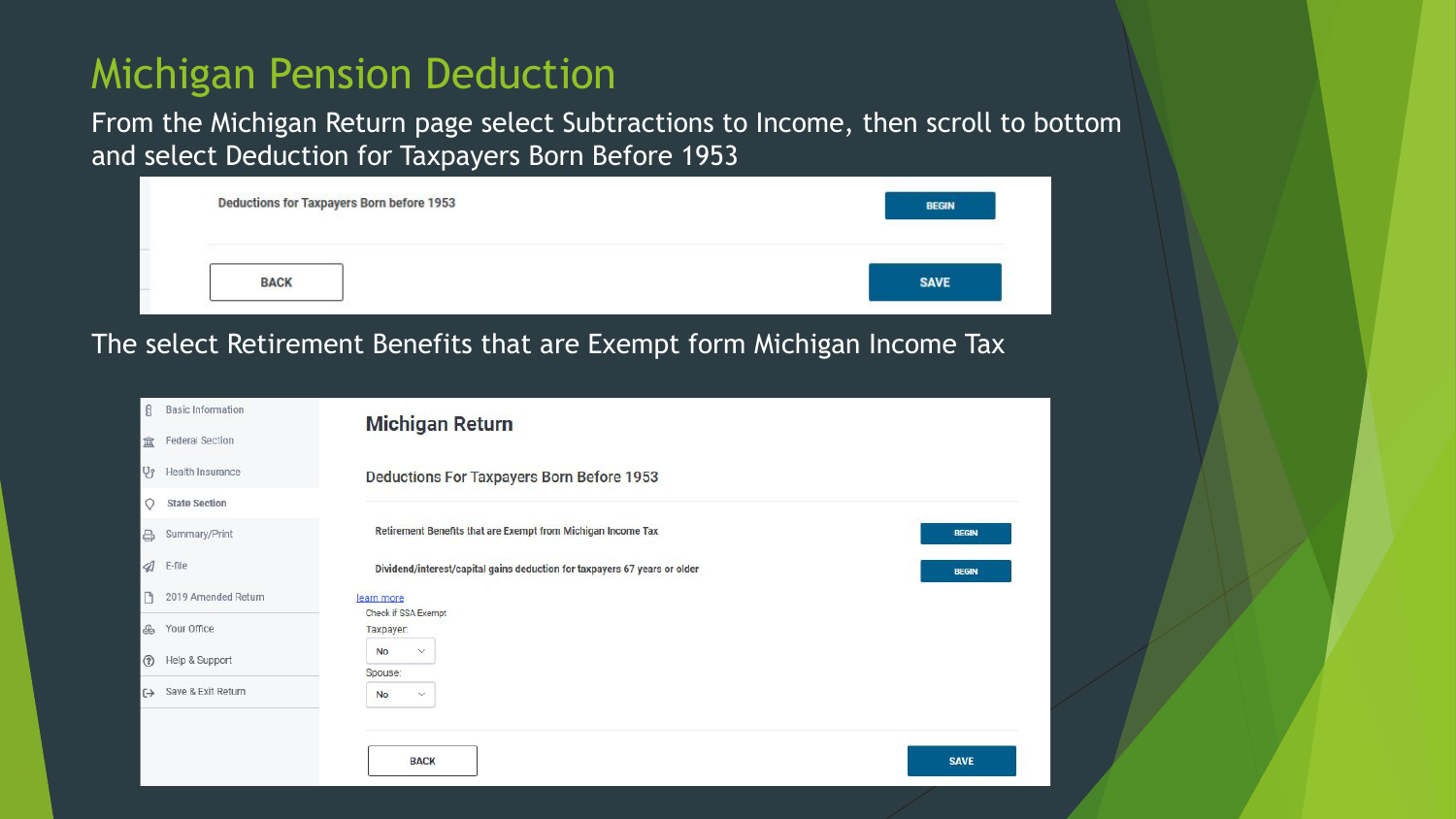# Michigan Pension Deduction

From the Michigan Return page select Subtractions to Income, then scroll to bottom and select Deduction for Taxpayers Born Before 1953

Deductions for Taxpayers Born before 1953 BEGIN

BACK SAVE

The select Retirement Benefits that are Exempt form Michigan Income Tax

- Basic Information
- Federal Section
- Health Insurance
- State Section
- Summary/Print
- E-file
- 2019 Amended Return
- Your Office
- Help & Support
- Save & Exit Return

## Michigan Return

### Deductions For Taxpayers Born Before 1953

Retirement Benefits that are Exempt from Michigan Income Tax BEGIN

Dividend/interest/capital gains deduction for taxpayers 67 years or older BEGIN

learn more

Check if SSA Exempt

Taxpayer: No

Spouse: No

BACK SAVE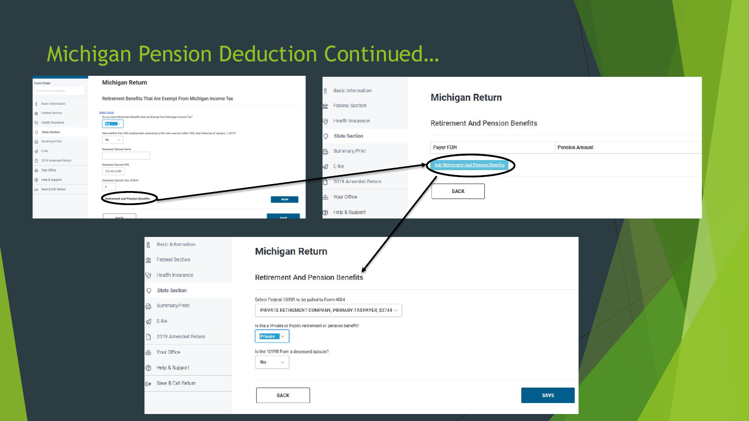# Michigan Pension Deduction Continued…

## Michigan Return

Retirement Benefits That Are Exempt From Michigan Income Tax

learn more

Do you have Retirement Benefits that are Exempt from Michigan Income Tax?

Yes

Were benefits from SSA employment received by a filer who was born after 1952, and retired as of January 1, 2013?

No

Deceased Spouse Name

Deceased Spouse SSN

123-45-6789

Deceased Spouse Year of Birth

0

Retirement and Pension Benefits — BEGIN

BACK — SAVE

## Michigan Return

### Retirement And Pension Benefits

| Payer FEIN | Pension Amount |
| --- | --- |

Add Retirement And Pension Benefits

BACK

## Michigan Return

### Retirement And Pension Benefits

Select Federal 1099R to be pulled to Form 4884

PRIVATE RETIREMENT COMPANY, PRIMARY TAXPAYER, $3744

Is the a Private or Public retirement or pension benefit?

Private

Is the 1099R from a deceased spouse?

No

BACK — SAVE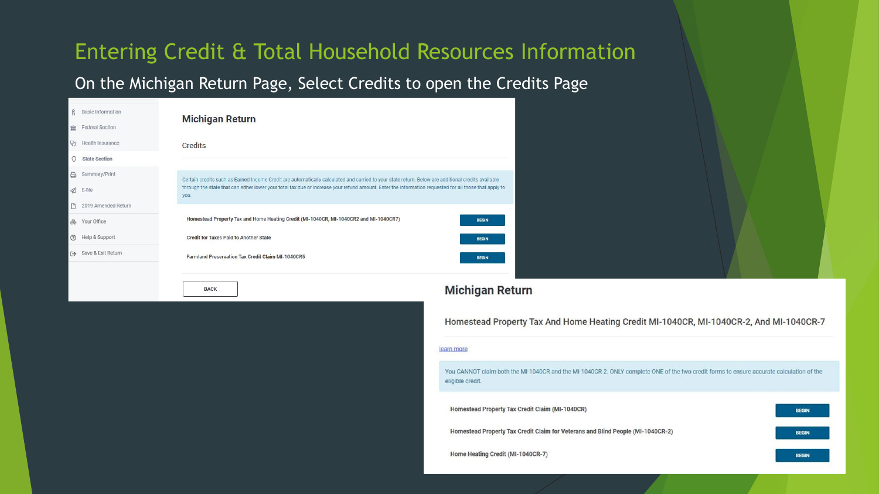# Entering Credit & Total Household Resources Information

On the Michigan Return Page, Select Credits to open the Credits Page

- Basic Information
- Federal Section
- Health Insurance
- State Section
- Summary/Print
- E-file
- 2019 Amended Return
- Your Office
- Help & Support
- Save & Exit Return

## Michigan Return

Credits

Certain credits such as Earned Income Credit are automatically calculated and carried to your state return. Below are additional credits available through the state that can either lower your total tax due or increase your refund amount. Enter the information requested for all those that apply to you.

| | |
|---|---|
| Homestead Property Tax and Home Heating Credit (MI-1040CR, MI-1040CR2 and MI-1040CR7) | BEGIN |
| Credit for Taxes Paid to Another State | BEGIN |
| Farmland Preservation Tax Credit Claim MI-1040CR5 | BEGIN |

BACK

## Michigan Return

Homestead Property Tax And Home Heating Credit MI-1040CR, MI-1040CR-2, And MI-1040CR-7

learn more

You CANNOT claim both the MI-1040CR and the MI-1040CR-2. ONLY complete ONE of the two credit forms to ensure accurate calculation of the eligible credit.

| | |
|---|---|
| Homestead Property Tax Credit Claim (MI-1040CR) | BEGIN |
| Homestead Property Tax Credit Claim for Veterans and Blind People (MI-1040CR-2) | BEGIN |
| Home Heating Credit (MI-1040CR-7) | BEGIN |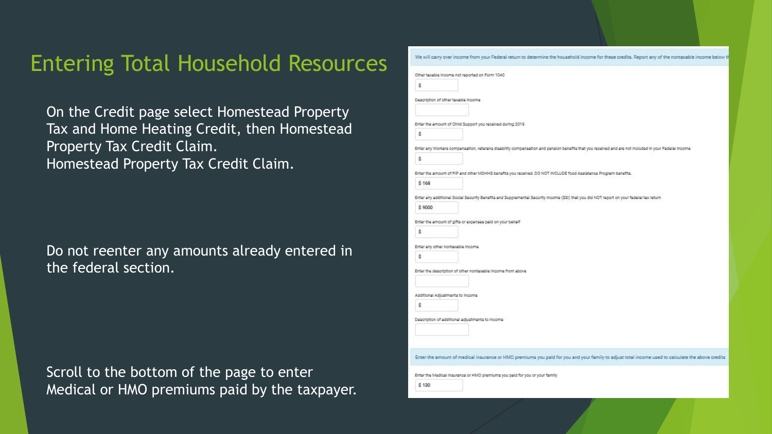# Entering Total Household Resources

On the Credit page select Homestead Property Tax and Home Heating Credit, then Homestead Property Tax Credit Claim.
Homestead Property Tax Credit Claim.

Do not reenter any amounts already entered in the federal section.

Scroll to the bottom of the page to enter Medical or HMO premiums paid by the taxpayer.

We will carry over income from your Federal return to determine the household income for these credits. Report any of the nontaxable income below th

Other taxable income not reported on Form 1040

$

Description of other taxable income

Enter the amount of Child Support you received during 2019

$

Enter any Workers compensation, veterans disability compensation and pension benefits that you received and are not included in your Federal income

$

Enter the amount of FIP and other MDHHS benefits you received. DO NOT INCLUDE food Assistance Program benefits.

$ 168

Enter any additional Social Security Benefits and Supplemental Security Income (SSI) that you did NOT report on your federal tax return

$ 9000

Enter the amount of gifts or expenses paid on your behalf

$

Enter any other nontaxable income

$

Enter the description of other nontaxable income from above

Additional Adjustments to Income

$

Description of additional adjustments to income

Enter the amount of medical insurance or HMO premiums you paid for you and your family to adjust total income used to calculate the above credits

Enter the Medical Insurance or HMO premiums you paid for you or your family

$ 130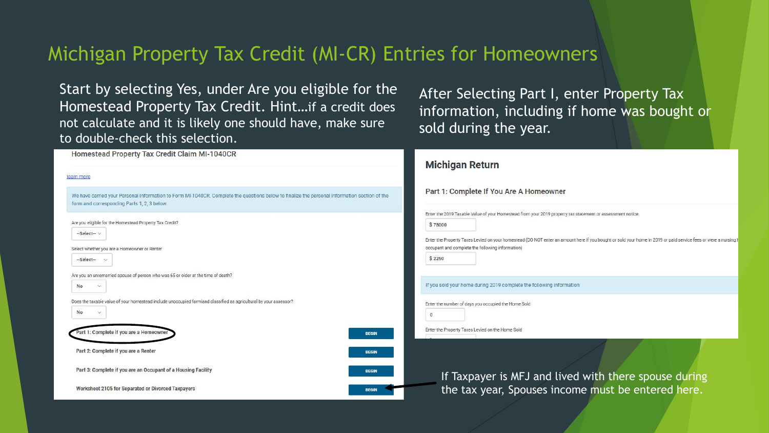# Michigan Property Tax Credit (MI-CR) Entries for Homeowners

Start by selecting Yes, under Are you eligible for the Homestead Property Tax Credit. Hint…if a credit does not calculate and it is likely one should have, make sure to double-check this selection.

Homestead Property Tax Credit Claim MI-1040CR

learn more

We have carried your Personal Information to Form MI-1040CR. Complete the questions below to finalize the personal information section of the form and corresponding Parts 1, 2, 3 below.

Are you eligible for the Homestead Property Tax Credit?

--Select--

Select whether you are a Homeowner or Renter

--Select--

Are you an unremarried spouse of person who was 65 or older at the time of death?

No

Does the taxable value of your homestead include unoccupied farmland classified as agricultural by your assessor?

No

| | |
|---|---|
| Part 1: Complete if you are a Homeowner | BEGIN |
| Part 2: Complete if you are a Renter | BEGIN |
| Part 3: Complete if you are an Occupant of a Housing Facility | BEGIN |
| Worksheet 2105 for Separated or Divorced Taxpayers | BEGIN |

After Selecting Part I, enter Property Tax information, including if home was bought or sold during the year.

## Michigan Return

Part 1: Complete If You Are A Homeowner

Enter the 2019 Taxable Value of your Homestead from your 2019 property tax statement or assessment notice

$ 78000

Enter the Property Taxes Levied on your homestead (DO NOT enter an amount here if you bought or sold your home in 2019 or paid service fees or were a nursing h… occupant and complete the following information)

$ 2250

If you sold your home during 2019 complete the following information

Enter the number of days you occupied the Home Sold

0

Enter the Property Taxes Levied on the Home Sold

If Taxpayer is MFJ and lived with there spouse during the tax year, Spouses income must be entered here.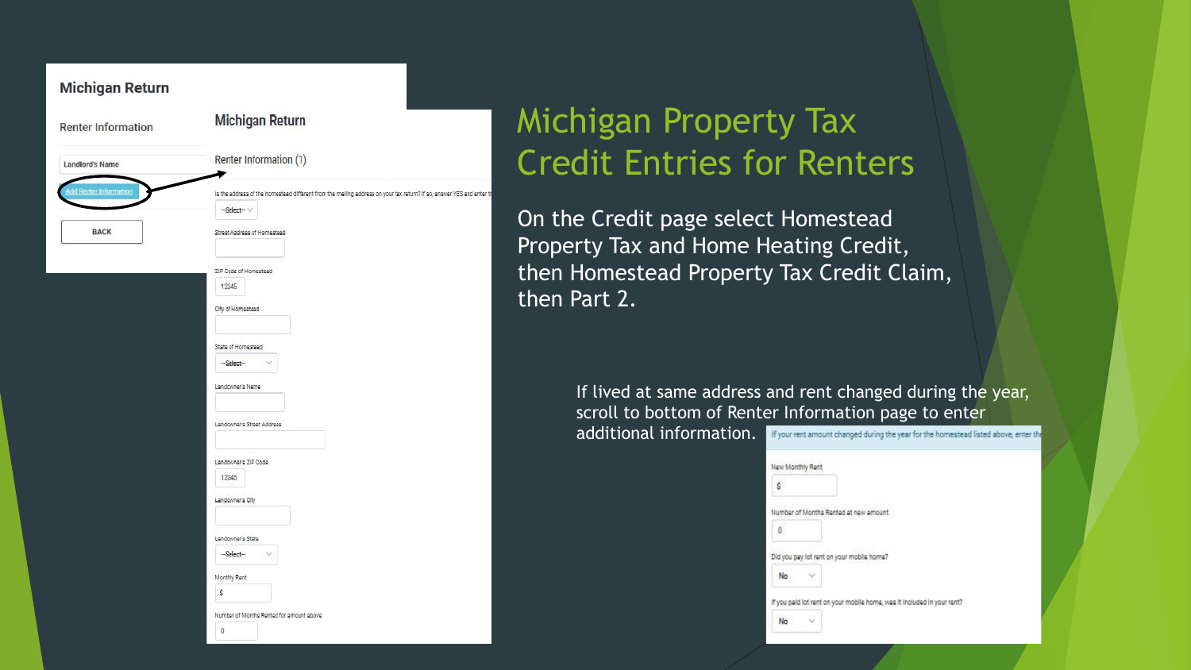# Michigan Property Tax Credit Entries for Renters

On the Credit page select Homestead Property Tax and Home Heating Credit, then Homestead Property Tax Credit Claim, then Part 2.

If lived at same address and rent changed during the year, scroll to bottom of Renter Information page to enter additional information.

**Michigan Return**

Renter Information

Landlord's Name

Add Renter Information

BACK

**Michigan Return**

Renter Information (1)

Is the address of the homestead different from the mailing address on your tax return? If so, answer YES and enter th

--Select--

Street Address of Homestead

ZIP Code of Homestead

12345

City of Homestead

State of Homestead

--Select--

Landowner's Name

Landowner's Street Address

Landowner's ZIP Code

12345

Landowner's City

Landowner's State

--Select--

Monthly Rent

$

Number of Months Rented for amount above

0

If your rent amount changed during the year for the homestead listed above, enter th

New Monthly Rent

$

Number of Months Rented at new amount

0

Did you pay lot rent on your mobile home?

No

If you paid lot rent on your mobile home, was it included in your rent?

No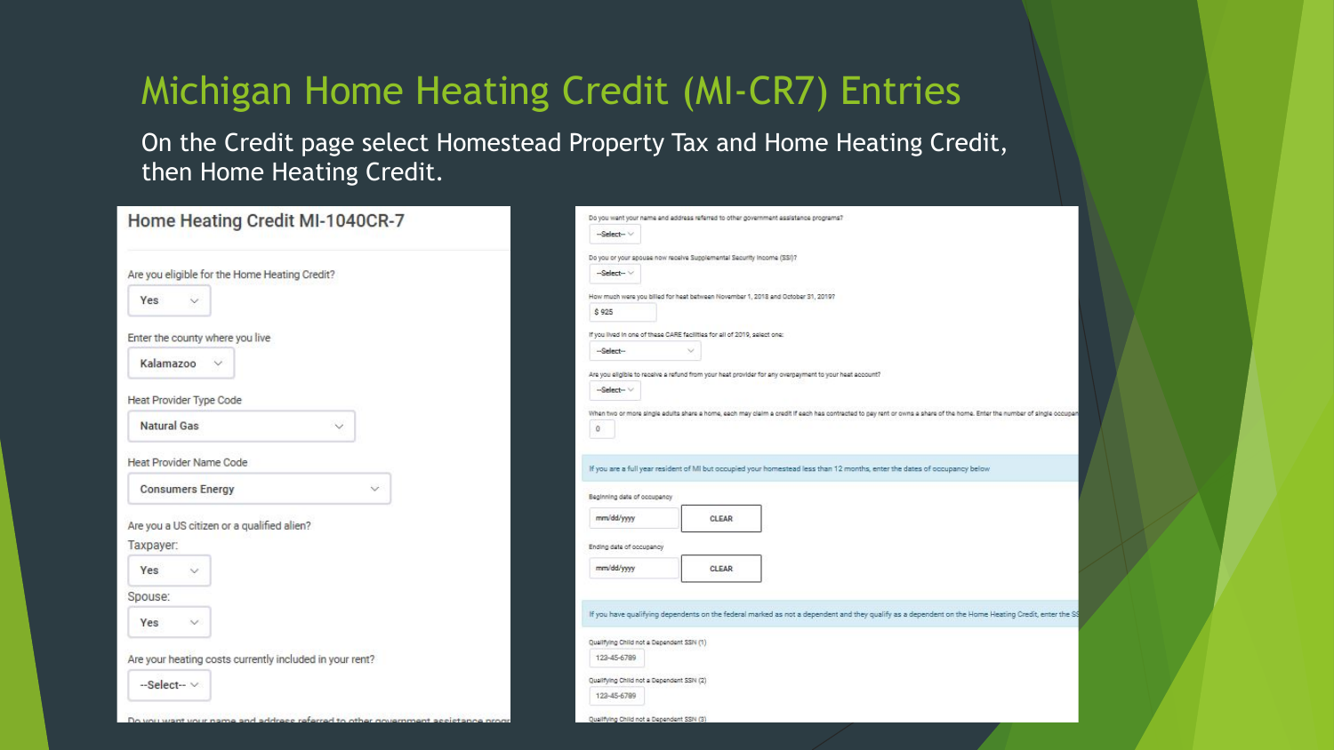# Michigan Home Heating Credit (MI-CR7) Entries

On the Credit page select Homestead Property Tax and Home Heating Credit, then Home Heating Credit.

## Home Heating Credit MI-1040CR-7

Are you eligible for the Home Heating Credit?

Yes

Enter the county where you live

Kalamazoo

Heat Provider Type Code

Natural Gas

Heat Provider Name Code

Consumers Energy

Are you a US citizen or a qualified alien?

Taxpayer:

Yes

Spouse:

Yes

Are your heating costs currently included in your rent?

--Select--

Do you want your name and address referred to other government assistance programs?

--Select--

Do you or your spouse now receive Supplemental Security Income (SSI)?

--Select--

How much were you billed for heat between November 1, 2018 and October 31, 2019?

$ 925

If you lived in one of these CARE facilities for all of 2019, select one:

--Select--

Are you eligible to receive a refund from your heat provider for any overpayment to your heat account?

--Select--

When two or more single adults share a home, each may claim a credit if each has contracted to pay rent or owns a share of the home. Enter the number of single occupan

0

If you are a full year resident of MI but occupied your homestead less than 12 months, enter the dates of occupancy below

Beginning date of occupancy

mm/dd/yyyy CLEAR

Ending date of occupancy

mm/dd/yyyy CLEAR

If you have qualifying dependents on the federal marked as not a dependent and they qualify as a dependent on the Home Heating Credit, enter the SS

Qualifying Child not a Dependent SSN (1)

123-45-6789

Qualifying Child not a Dependent SSN (2)

123-45-6789

Qualifying Child not a Dependent SSN (3)